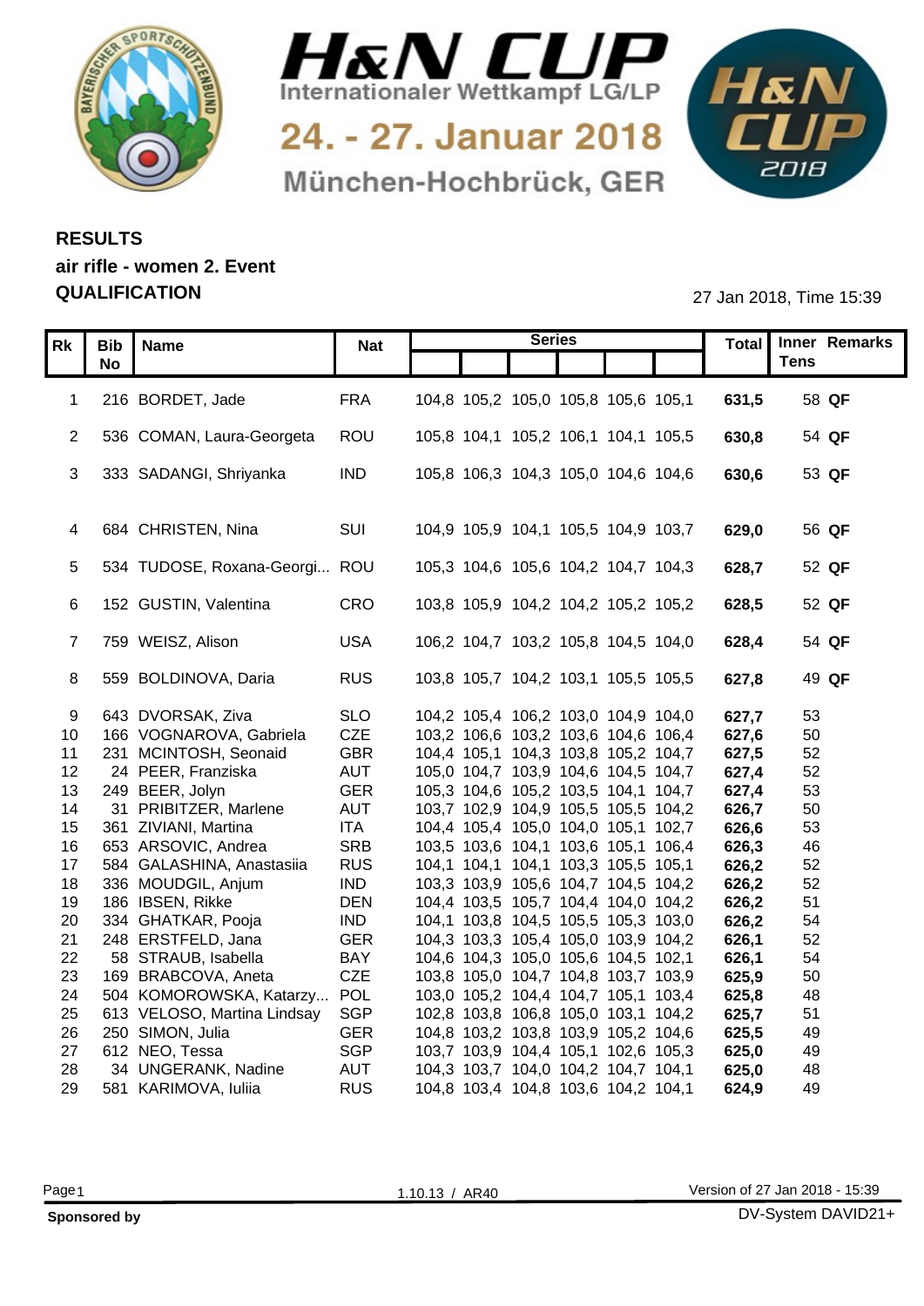# H&N CUP

Internationaler Wettkampf LG/LP

24. - 27. Januar 2018

München-Hochbrück, GER

## RESULTS
## air rifle - women 2. Event
## QUALIFICATION

27 Jan 2018, Time 15:39

| Rk | Bib No | Name | Nat | Series | | | | | | Total | Inner Tens | Remarks |
|---|---|---|---|---|---|---|---|---|---|---|---|---|
| 1 | 216 | BORDET, Jade | FRA | 104,8 | 105,2 | 105,0 | 105,8 | 105,6 | 105,1 | **631,5** | 58 | **QF** |
| 2 | 536 | COMAN, Laura-Georgeta | ROU | 105,8 | 104,1 | 105,2 | 106,1 | 104,1 | 105,5 | **630,8** | 54 | **QF** |
| 3 | 333 | SADANGI, Shriyanka | IND | 105,8 | 106,3 | 104,3 | 105,0 | 104,6 | 104,6 | **630,6** | 53 | **QF** |
| 4 | 684 | CHRISTEN, Nina | SUI | 104,9 | 105,9 | 104,1 | 105,5 | 104,9 | 103,7 | **629,0** | 56 | **QF** |
| 5 | 534 | TUDOSE, Roxana-Georgi... | ROU | 105,3 | 104,6 | 105,6 | 104,2 | 104,7 | 104,3 | **628,7** | 52 | **QF** |
| 6 | 152 | GUSTIN, Valentina | CRO | 103,8 | 105,9 | 104,2 | 104,2 | 105,2 | 105,2 | **628,5** | 52 | **QF** |
| 7 | 759 | WEISZ, Alison | USA | 106,2 | 104,7 | 103,2 | 105,8 | 104,5 | 104,0 | **628,4** | 54 | **QF** |
| 8 | 559 | BOLDINOVA, Daria | RUS | 103,8 | 105,7 | 104,2 | 103,1 | 105,5 | 105,5 | **627,8** | 49 | **QF** |
| 9 | 643 | DVORSAK, Ziva | SLO | 104,2 | 105,4 | 106,2 | 103,0 | 104,9 | 104,0 | **627,7** | 53 | |
| 10 | 166 | VOGNAROVA, Gabriela | CZE | 103,2 | 106,6 | 103,2 | 103,6 | 104,6 | 106,4 | **627,6** | 50 | |
| 11 | 231 | MCINTOSH, Seonaid | GBR | 104,4 | 105,1 | 104,3 | 103,8 | 105,2 | 104,7 | **627,5** | 52 | |
| 12 | 24 | PEER, Franziska | AUT | 105,0 | 104,7 | 103,9 | 104,6 | 104,5 | 104,7 | **627,4** | 52 | |
| 13 | 249 | BEER, Jolyn | GER | 105,3 | 104,6 | 105,2 | 103,5 | 104,1 | 104,7 | **627,4** | 53 | |
| 14 | 31 | PRIBITZER, Marlene | AUT | 103,7 | 102,9 | 104,9 | 105,5 | 105,5 | 104,2 | **626,7** | 50 | |
| 15 | 361 | ZIVIANI, Martina | ITA | 104,4 | 105,4 | 105,0 | 104,0 | 105,1 | 102,7 | **626,6** | 53 | |
| 16 | 653 | ARSOVIC, Andrea | SRB | 103,5 | 103,6 | 104,1 | 103,6 | 105,1 | 106,4 | **626,3** | 46 | |
| 17 | 584 | GALASHINA, Anastasiia | RUS | 104,1 | 104,1 | 104,1 | 103,3 | 105,5 | 105,1 | **626,2** | 52 | |
| 18 | 336 | MOUDGIL, Anjum | IND | 103,3 | 103,9 | 105,6 | 104,7 | 104,5 | 104,2 | **626,2** | 52 | |
| 19 | 186 | IBSEN, Rikke | DEN | 104,4 | 103,5 | 105,7 | 104,4 | 104,0 | 104,2 | **626,2** | 51 | |
| 20 | 334 | GHATKAR, Pooja | IND | 104,1 | 103,8 | 104,5 | 105,5 | 105,3 | 103,0 | **626,2** | 54 | |
| 21 | 248 | ERSTFELD, Jana | GER | 104,3 | 103,3 | 105,4 | 105,0 | 103,9 | 104,2 | **626,1** | 52 | |
| 22 | 58 | STRAUB, Isabella | BAY | 104,6 | 104,3 | 105,0 | 105,6 | 104,5 | 102,1 | **626,1** | 54 | |
| 23 | 169 | BRABCOVA, Aneta | CZE | 103,8 | 105,0 | 104,7 | 104,8 | 103,7 | 103,9 | **625,9** | 50 | |
| 24 | 504 | KOMOROWSKA, Katarzy... | POL | 103,0 | 105,2 | 104,4 | 104,7 | 105,1 | 103,4 | **625,8** | 48 | |
| 25 | 613 | VELOSO, Martina Lindsay | SGP | 102,8 | 103,8 | 106,8 | 105,0 | 103,1 | 104,2 | **625,7** | 51 | |
| 26 | 250 | SIMON, Julia | GER | 104,8 | 103,2 | 103,8 | 103,9 | 105,2 | 104,6 | **625,5** | 49 | |
| 27 | 612 | NEO, Tessa | SGP | 103,7 | 103,9 | 104,4 | 105,1 | 102,6 | 105,3 | **625,0** | 49 | |
| 28 | 34 | UNGERANK, Nadine | AUT | 104,3 | 103,7 | 104,0 | 104,2 | 104,7 | 104,1 | **625,0** | 48 | |
| 29 | 581 | KARIMOVA, Iuliia | RUS | 104,8 | 103,4 | 104,8 | 103,6 | 104,2 | 104,1 | **624,9** | 49 | |

1.10.13 / AR40

Version of 27 Jan 2018 - 15:39

**Sponsored by**

DV-System DAVID21+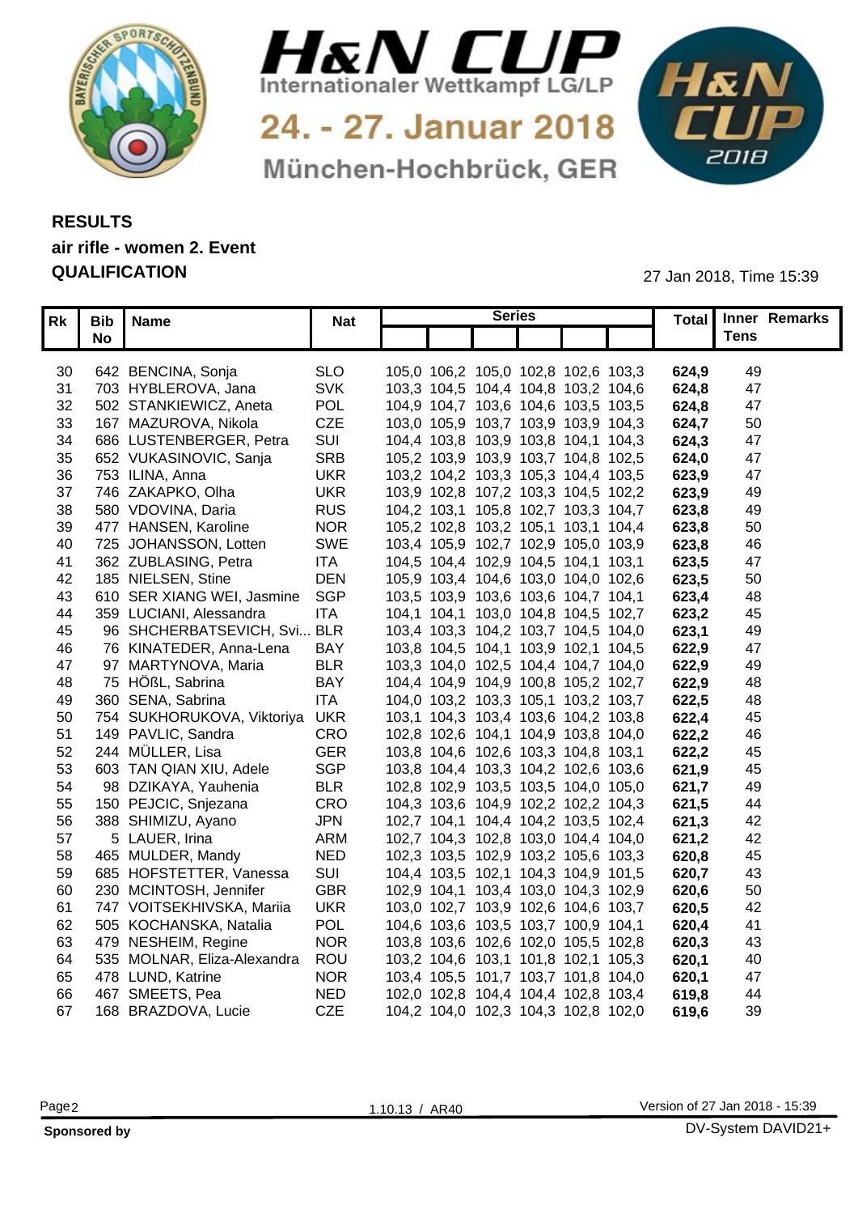# H&N CUP

Internationaler Wettkampf LG/LP

24. - 27. Januar 2018

München-Hochbrück, GER

## RESULTS

### air rifle - women 2. Event

### QUALIFICATION

27 Jan 2018, Time 15:39

| Rk | Bib No | Name | Nat | Series | | | | | | Total | Inner Tens | Remarks |
|---|---|---|---|---|---|---|---|---|---|---|---|---|
| 30 | 642 | BENCINA, Sonja | SLO | 105,0 | 106,2 | 105,0 | 102,8 | 102,6 | 103,3 | **624,9** | 49 | |
| 31 | 703 | HYBLEROVA, Jana | SVK | 103,3 | 104,5 | 104,4 | 104,8 | 103,2 | 104,6 | **624,8** | 47 | |
| 32 | 502 | STANKIEWICZ, Aneta | POL | 104,9 | 104,7 | 103,6 | 104,6 | 103,5 | 103,5 | **624,8** | 47 | |
| 33 | 167 | MAZUROVA, Nikola | CZE | 103,0 | 105,9 | 103,7 | 103,9 | 103,9 | 104,3 | **624,7** | 50 | |
| 34 | 686 | LUSTENBERGER, Petra | SUI | 104,4 | 103,8 | 103,9 | 103,8 | 104,1 | 104,3 | **624,3** | 47 | |
| 35 | 652 | VUKASINOVIC, Sanja | SRB | 105,2 | 103,9 | 103,9 | 103,7 | 104,8 | 102,5 | **624,0** | 47 | |
| 36 | 753 | ILINA, Anna | UKR | 103,2 | 104,2 | 103,3 | 105,3 | 104,4 | 103,5 | **623,9** | 47 | |
| 37 | 746 | ZAKAPKO, Olha | UKR | 103,9 | 102,8 | 107,2 | 103,3 | 104,5 | 102,2 | **623,9** | 49 | |
| 38 | 580 | VDOVINA, Daria | RUS | 104,2 | 103,1 | 105,8 | 102,7 | 103,3 | 104,7 | **623,8** | 49 | |
| 39 | 477 | HANSEN, Karoline | NOR | 105,2 | 102,8 | 103,2 | 105,1 | 103,1 | 104,4 | **623,8** | 50 | |
| 40 | 725 | JOHANSSON, Lotten | SWE | 103,4 | 105,9 | 102,7 | 102,9 | 105,0 | 103,9 | **623,8** | 46 | |
| 41 | 362 | ZUBLASING, Petra | ITA | 104,5 | 104,4 | 102,9 | 104,5 | 104,1 | 103,1 | **623,5** | 47 | |
| 42 | 185 | NIELSEN, Stine | DEN | 105,9 | 103,4 | 104,6 | 103,0 | 104,0 | 102,6 | **623,5** | 50 | |
| 43 | 610 | SER XIANG WEI, Jasmine | SGP | 103,5 | 103,9 | 103,6 | 103,6 | 104,7 | 104,1 | **623,4** | 48 | |
| 44 | 359 | LUCIANI, Alessandra | ITA | 104,1 | 104,1 | 103,0 | 104,8 | 104,5 | 102,7 | **623,2** | 45 | |
| 45 | 96 | SHCHERBATSEVICH, Svi... | BLR | 103,4 | 103,3 | 104,2 | 103,7 | 104,5 | 104,0 | **623,1** | 49 | |
| 46 | 76 | KINATEDER, Anna-Lena | BAY | 103,8 | 104,5 | 104,1 | 103,9 | 102,1 | 104,5 | **622,9** | 47 | |
| 47 | 97 | MARTYNOVA, Maria | BLR | 103,3 | 104,0 | 102,5 | 104,4 | 104,7 | 104,0 | **622,9** | 49 | |
| 48 | 75 | HÖßL, Sabrina | BAY | 104,4 | 104,9 | 104,9 | 100,8 | 105,2 | 102,7 | **622,9** | 48 | |
| 49 | 360 | SENA, Sabrina | ITA | 104,0 | 103,2 | 103,3 | 105,1 | 103,2 | 103,7 | **622,5** | 48 | |
| 50 | 754 | SUKHORUKOVA, Viktoriya | UKR | 103,1 | 104,3 | 103,4 | 103,6 | 104,2 | 103,8 | **622,4** | 45 | |
| 51 | 149 | PAVLIC, Sandra | CRO | 102,8 | 102,6 | 104,1 | 104,9 | 103,8 | 104,0 | **622,2** | 46 | |
| 52 | 244 | MÜLLER, Lisa | GER | 103,8 | 104,6 | 102,6 | 103,3 | 104,8 | 103,1 | **622,2** | 45 | |
| 53 | 603 | TAN QIAN XIU, Adele | SGP | 103,8 | 104,4 | 103,3 | 104,2 | 102,6 | 103,6 | **621,9** | 45 | |
| 54 | 98 | DZIKAYA, Yauhenia | BLR | 102,8 | 102,9 | 103,5 | 103,5 | 104,0 | 105,0 | **621,7** | 49 | |
| 55 | 150 | PEJCIC, Snjezana | CRO | 104,3 | 103,6 | 104,9 | 102,2 | 102,2 | 104,3 | **621,5** | 44 | |
| 56 | 388 | SHIMIZU, Ayano | JPN | 102,7 | 104,1 | 104,4 | 104,2 | 103,5 | 102,4 | **621,3** | 42 | |
| 57 | 5 | LAUER, Irina | ARM | 102,7 | 104,3 | 102,8 | 103,0 | 104,4 | 104,0 | **621,2** | 42 | |
| 58 | 465 | MULDER, Mandy | NED | 102,3 | 103,5 | 102,9 | 103,2 | 105,6 | 103,3 | **620,8** | 45 | |
| 59 | 685 | HOFSTETTER, Vanessa | SUI | 104,4 | 103,5 | 102,1 | 104,3 | 104,9 | 101,5 | **620,7** | 43 | |
| 60 | 230 | MCINTOSH, Jennifer | GBR | 102,9 | 104,1 | 103,4 | 103,0 | 104,3 | 102,9 | **620,6** | 50 | |
| 61 | 747 | VOITSEKHIVSKA, Mariia | UKR | 103,0 | 102,7 | 103,9 | 102,6 | 104,6 | 103,7 | **620,5** | 42 | |
| 62 | 505 | KOCHANSKA, Natalia | POL | 104,6 | 103,6 | 103,5 | 103,7 | 100,9 | 104,1 | **620,4** | 41 | |
| 63 | 479 | NESHEIM, Regine | NOR | 103,8 | 103,6 | 102,6 | 102,0 | 105,5 | 102,8 | **620,3** | 43 | |
| 64 | 535 | MOLNAR, Eliza-Alexandra | ROU | 103,2 | 104,6 | 103,1 | 101,8 | 102,1 | 105,3 | **620,1** | 40 | |
| 65 | 478 | LUND, Katrine | NOR | 103,4 | 105,5 | 101,7 | 103,7 | 101,8 | 104,0 | **620,1** | 47 | |
| 66 | 467 | SMEETS, Pea | NED | 102,0 | 102,8 | 104,4 | 104,4 | 102,8 | 103,4 | **619,8** | 44 | |
| 67 | 168 | BRAZDOVA, Lucie | CZE | 104,2 | 104,0 | 102,3 | 104,3 | 102,8 | 102,0 | **619,6** | 39 | |

1.10.13 / AR40

Version of 27 Jan 2018 - 15:39

**Sponsored by**

DV-System DAVID21+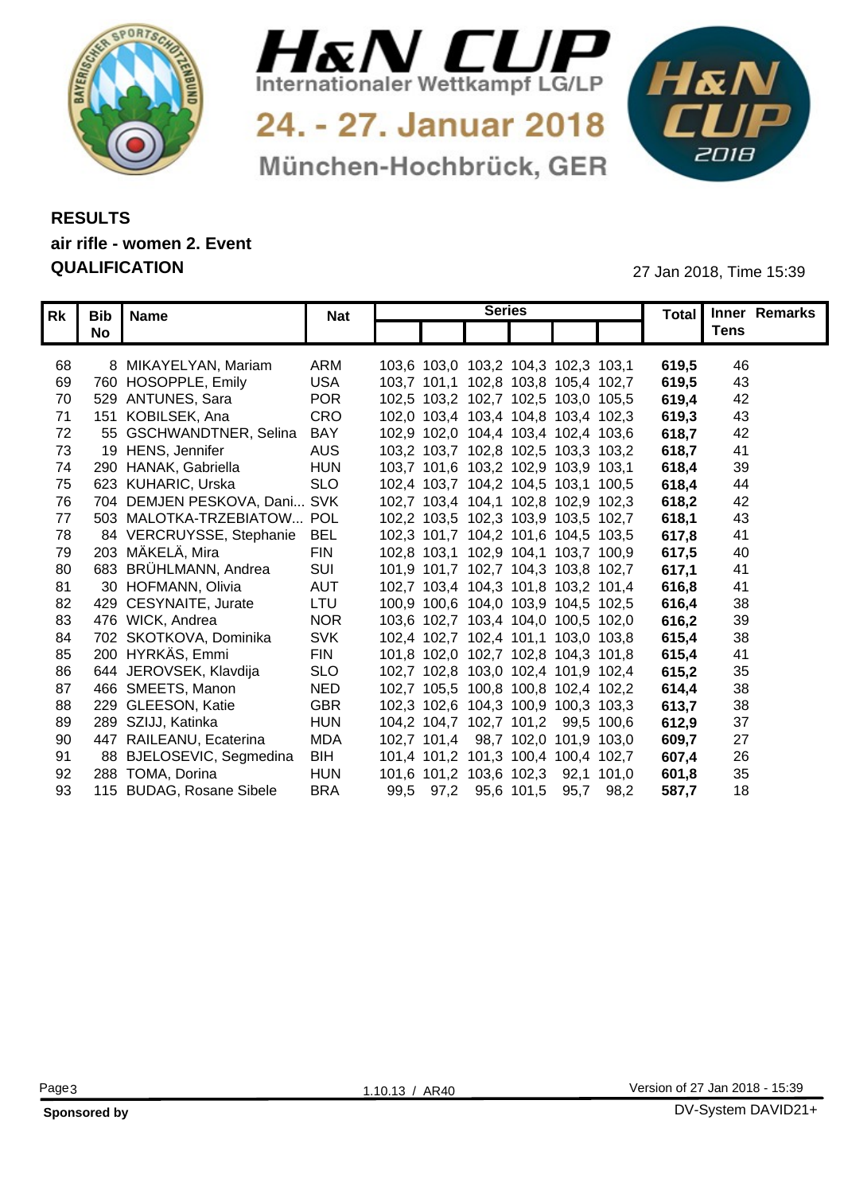# H&N CUP

Internationaler Wettkampf LG/LP

24. - 27. Januar 2018

München-Hochbrück, GER

## RESULTS
## air rifle - women 2. Event
## QUALIFICATION

27 Jan 2018, Time 15:39

| Rk | Bib No | Name | Nat | Series | | | | | | Total | Inner Tens | Remarks |
|---|---|---|---|---|---|---|---|---|---|---|---|---|
| 68 | 8 | MIKAYELYAN, Mariam | ARM | 103,6 | 103,0 | 103,2 | 104,3 | 102,3 | 103,1 | **619,5** | 46 | |
| 69 | 760 | HOSOPPLE, Emily | USA | 103,7 | 101,1 | 102,8 | 103,8 | 105,4 | 102,7 | **619,5** | 43 | |
| 70 | 529 | ANTUNES, Sara | POR | 102,5 | 103,2 | 102,7 | 102,5 | 103,0 | 105,5 | **619,4** | 42 | |
| 71 | 151 | KOBILSEK, Ana | CRO | 102,0 | 103,4 | 103,4 | 104,8 | 103,4 | 102,3 | **619,3** | 43 | |
| 72 | 55 | GSCHWANDTNER, Selina | BAY | 102,9 | 102,0 | 104,4 | 103,4 | 102,4 | 103,6 | **618,7** | 42 | |
| 73 | 19 | HENS, Jennifer | AUS | 103,2 | 103,7 | 102,8 | 102,5 | 103,3 | 103,2 | **618,7** | 41 | |
| 74 | 290 | HANAK, Gabriella | HUN | 103,7 | 101,6 | 103,2 | 102,9 | 103,9 | 103,1 | **618,4** | 39 | |
| 75 | 623 | KUHARIC, Urska | SLO | 102,4 | 103,7 | 104,2 | 104,5 | 103,1 | 100,5 | **618,4** | 44 | |
| 76 | 704 | DEMJEN PESKOVA, Dani... | SVK | 102,7 | 103,4 | 104,1 | 102,8 | 102,9 | 102,3 | **618,2** | 42 | |
| 77 | 503 | MALOTKA-TRZEBIATOW... | POL | 102,2 | 103,5 | 102,3 | 103,9 | 103,5 | 102,7 | **618,1** | 43 | |
| 78 | 84 | VERCRUYSSE, Stephanie | BEL | 102,3 | 101,7 | 104,2 | 101,6 | 104,5 | 103,5 | **617,8** | 41 | |
| 79 | 203 | MÄKELÄ, Mira | FIN | 102,8 | 103,1 | 102,9 | 104,1 | 103,7 | 100,9 | **617,5** | 40 | |
| 80 | 683 | BRÜHLMANN, Andrea | SUI | 101,9 | 101,7 | 102,7 | 104,3 | 103,8 | 102,7 | **617,1** | 41 | |
| 81 | 30 | HOFMANN, Olivia | AUT | 102,7 | 103,4 | 104,3 | 101,8 | 103,2 | 101,4 | **616,8** | 41 | |
| 82 | 429 | CESYNAITE, Jurate | LTU | 100,9 | 100,6 | 104,0 | 103,9 | 104,5 | 102,5 | **616,4** | 38 | |
| 83 | 476 | WICK, Andrea | NOR | 103,6 | 102,7 | 103,4 | 104,0 | 100,5 | 102,0 | **616,2** | 39 | |
| 84 | 702 | SKOTKOVA, Dominika | SVK | 102,4 | 102,7 | 102,4 | 101,1 | 103,0 | 103,8 | **615,4** | 38 | |
| 85 | 200 | HYRKÄS, Emmi | FIN | 101,8 | 102,0 | 102,7 | 102,8 | 104,3 | 101,8 | **615,4** | 41 | |
| 86 | 644 | JEROVSEK, Klavdija | SLO | 102,7 | 102,8 | 103,0 | 102,4 | 101,9 | 102,4 | **615,2** | 35 | |
| 87 | 466 | SMEETS, Manon | NED | 102,7 | 105,5 | 100,8 | 100,8 | 102,4 | 102,2 | **614,4** | 38 | |
| 88 | 229 | GLEESON, Katie | GBR | 102,3 | 102,6 | 104,3 | 100,9 | 100,3 | 103,3 | **613,7** | 38 | |
| 89 | 289 | SZIJJ, Katinka | HUN | 104,2 | 104,7 | 102,7 | 101,2 | 99,5 | 100,6 | **612,9** | 37 | |
| 90 | 447 | RAILEANU, Ecaterina | MDA | 102,7 | 101,4 | 98,7 | 102,0 | 101,9 | 103,0 | **609,7** | 27 | |
| 91 | 88 | BJELOSEVIC, Segmedina | BIH | 101,4 | 101,2 | 101,3 | 100,4 | 100,4 | 102,7 | **607,4** | 26 | |
| 92 | 288 | TOMA, Dorina | HUN | 101,6 | 101,2 | 103,6 | 102,3 | 92,1 | 101,0 | **601,8** | 35 | |
| 93 | 115 | BUDAG, Rosane Sibele | BRA | 99,5 | 97,2 | 95,6 | 101,5 | 95,7 | 98,2 | **587,7** | 18 | |

1.10.13 / AR40

Version of 27 Jan 2018 - 15:39

**Sponsored by**

DV-System DAVID21+